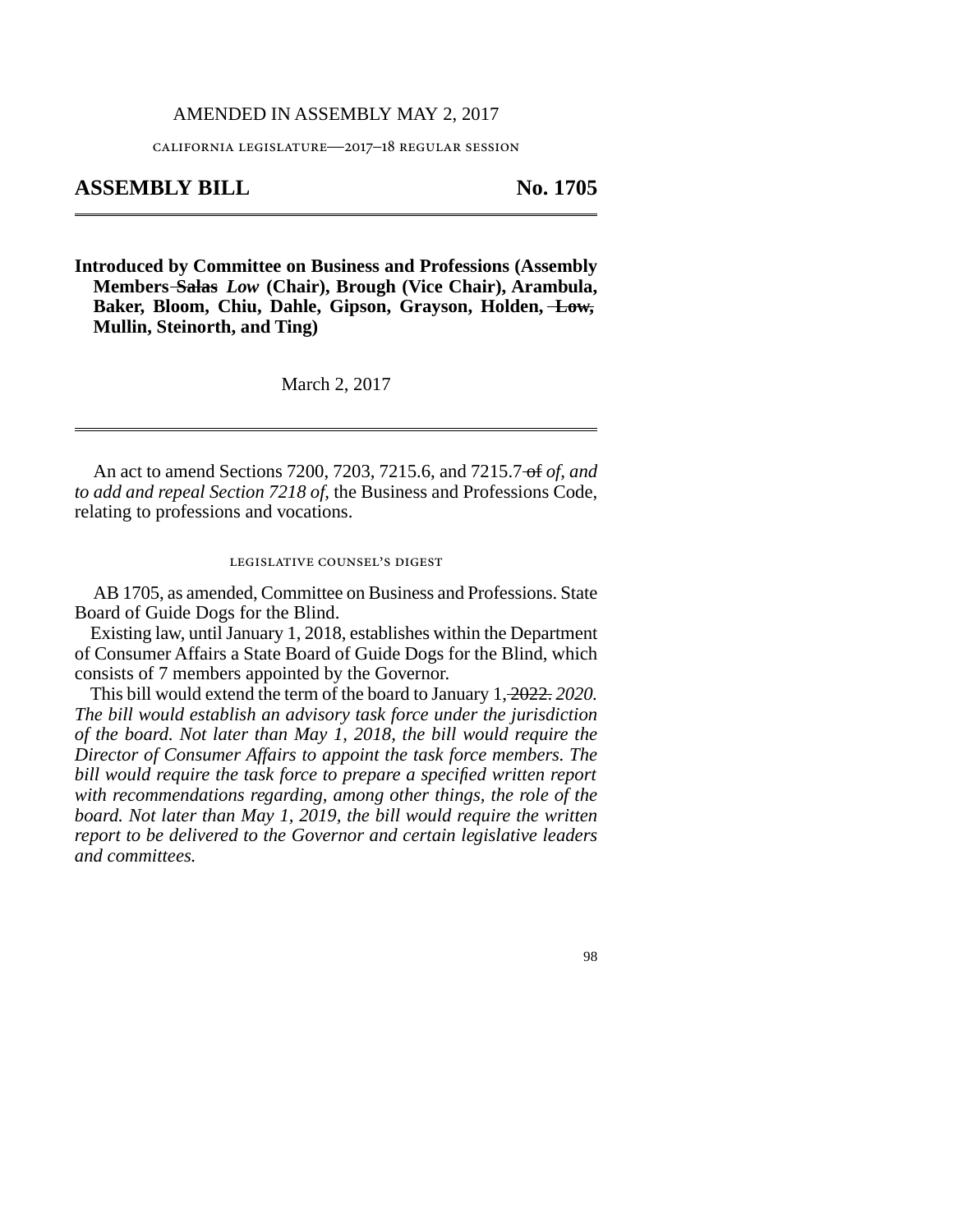AMENDED IN ASSEMBLY MAY 2, 2017

california legislature—2017–18 regular session

# ASSEMBLY BILL No. 1705

**Introduced by Committee on Business and Professions (Assembly Members ~~Salas~~ *Low* (Chair), Brough (Vice Chair), Arambula, Baker, Bloom, Chiu, Dahle, Gipson, Grayson, Holden, ~~Low,~~ Mullin, Steinorth, and Ting)**

March 2, 2017

An act to amend Sections 7200, 7203, 7215.6, and 7215.7 ~~of~~ *of, and to add and repeal Section 7218 of,* the Business and Professions Code, relating to professions and vocations.

legislative counsel's digest

AB 1705, as amended, Committee on Business and Professions. State Board of Guide Dogs for the Blind.

Existing law, until January 1, 2018, establishes within the Department of Consumer Affairs a State Board of Guide Dogs for the Blind, which consists of 7 members appointed by the Governor.

This bill would extend the term of the board to January 1, ~~2022.~~ *2020. The bill would establish an advisory task force under the jurisdiction of the board. Not later than May 1, 2018, the bill would require the Director of Consumer Affairs to appoint the task force members. The bill would require the task force to prepare a specified written report with recommendations regarding, among other things, the role of the board. Not later than May 1, 2019, the bill would require the written report to be delivered to the Governor and certain legislative leaders and committees.*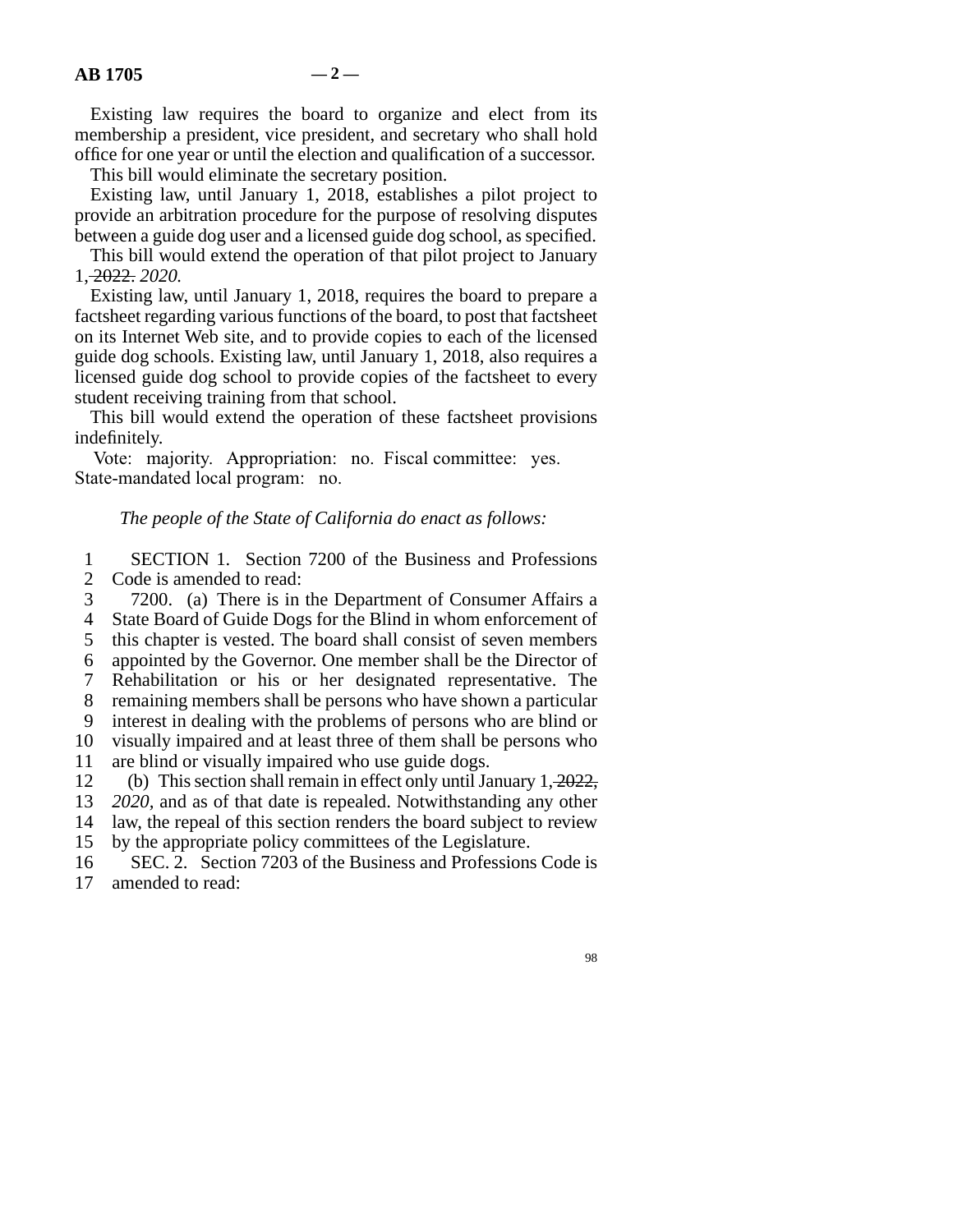Existing law requires the board to organize and elect from its membership a president, vice president, and secretary who shall hold office for one year or until the election and qualification of a successor.

This bill would eliminate the secretary position.

Existing law, until January 1, 2018, establishes a pilot project to provide an arbitration procedure for the purpose of resolving disputes between a guide dog user and a licensed guide dog school, as specified.

This bill would extend the operation of that pilot project to January 1, ~~2022.~~ *2020.*

Existing law, until January 1, 2018, requires the board to prepare a factsheet regarding various functions of the board, to post that factsheet on its Internet Web site, and to provide copies to each of the licensed guide dog schools. Existing law, until January 1, 2018, also requires a licensed guide dog school to provide copies of the factsheet to every student receiving training from that school.

This bill would extend the operation of these factsheet provisions indefinitely.

Vote: majority. Appropriation: no. Fiscal committee: yes. State-mandated local program: no.

*The people of the State of California do enact as follows:*

SECTION 1. Section 7200 of the Business and Professions Code is amended to read:

7200. (a) There is in the Department of Consumer Affairs a State Board of Guide Dogs for the Blind in whom enforcement of this chapter is vested. The board shall consist of seven members appointed by the Governor. One member shall be the Director of Rehabilitation or his or her designated representative. The remaining members shall be persons who have shown a particular interest in dealing with the problems of persons who are blind or visually impaired and at least three of them shall be persons who are blind or visually impaired who use guide dogs.

(b) This section shall remain in effect only until January 1, ~~2022,~~ *2020,* and as of that date is repealed. Notwithstanding any other law, the repeal of this section renders the board subject to review by the appropriate policy committees of the Legislature.

SEC. 2. Section 7203 of the Business and Professions Code is amended to read: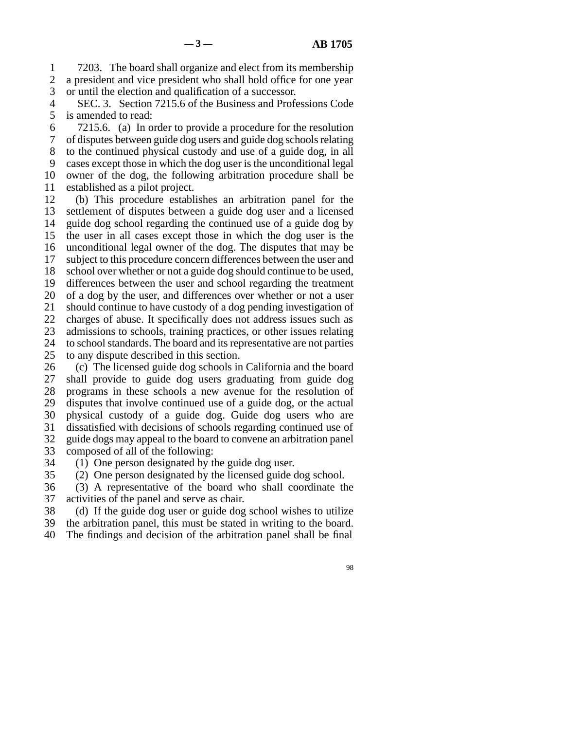7203. The board shall organize and elect from its membership a president and vice president who shall hold office for one year or until the election and qualification of a successor.

SEC. 3. Section 7215.6 of the Business and Professions Code is amended to read:

7215.6. (a) In order to provide a procedure for the resolution of disputes between guide dog users and guide dog schools relating to the continued physical custody and use of a guide dog, in all cases except those in which the dog user is the unconditional legal owner of the dog, the following arbitration procedure shall be established as a pilot project.

(b) This procedure establishes an arbitration panel for the settlement of disputes between a guide dog user and a licensed guide dog school regarding the continued use of a guide dog by the user in all cases except those in which the dog user is the unconditional legal owner of the dog. The disputes that may be subject to this procedure concern differences between the user and school over whether or not a guide dog should continue to be used, differences between the user and school regarding the treatment of a dog by the user, and differences over whether or not a user should continue to have custody of a dog pending investigation of charges of abuse. It specifically does not address issues such as admissions to schools, training practices, or other issues relating to school standards. The board and its representative are not parties to any dispute described in this section.

(c) The licensed guide dog schools in California and the board shall provide to guide dog users graduating from guide dog programs in these schools a new avenue for the resolution of disputes that involve continued use of a guide dog, or the actual physical custody of a guide dog. Guide dog users who are dissatisfied with decisions of schools regarding continued use of guide dogs may appeal to the board to convene an arbitration panel composed of all of the following:

(1) One person designated by the guide dog user.

(2) One person designated by the licensed guide dog school.

(3) A representative of the board who shall coordinate the activities of the panel and serve as chair.

(d) If the guide dog user or guide dog school wishes to utilize the arbitration panel, this must be stated in writing to the board. The findings and decision of the arbitration panel shall be final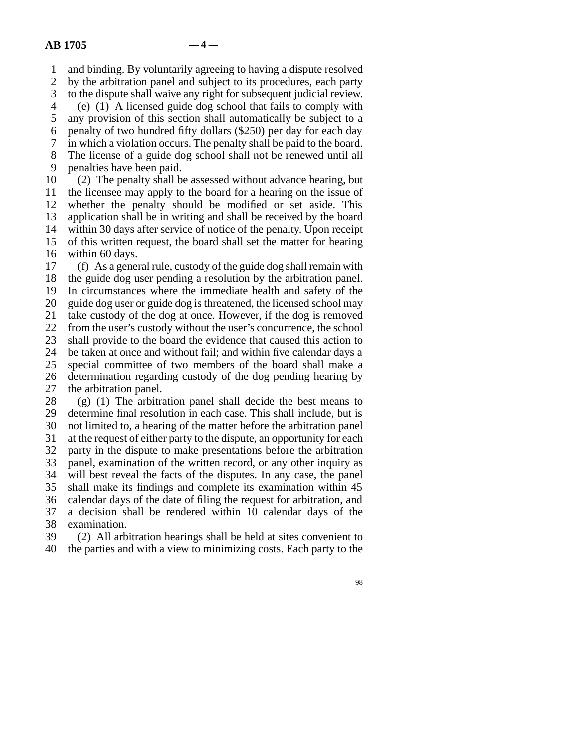and binding. By voluntarily agreeing to having a dispute resolved by the arbitration panel and subject to its procedures, each party to the dispute shall waive any right for subsequent judicial review.

(e) (1) A licensed guide dog school that fails to comply with any provision of this section shall automatically be subject to a penalty of two hundred fifty dollars ($250) per day for each day in which a violation occurs. The penalty shall be paid to the board. The license of a guide dog school shall not be renewed until all penalties have been paid.

(2) The penalty shall be assessed without advance hearing, but the licensee may apply to the board for a hearing on the issue of whether the penalty should be modified or set aside. This application shall be in writing and shall be received by the board within 30 days after service of notice of the penalty. Upon receipt of this written request, the board shall set the matter for hearing within 60 days.

(f) As a general rule, custody of the guide dog shall remain with the guide dog user pending a resolution by the arbitration panel. In circumstances where the immediate health and safety of the guide dog user or guide dog is threatened, the licensed school may take custody of the dog at once. However, if the dog is removed from the user's custody without the user's concurrence, the school shall provide to the board the evidence that caused this action to be taken at once and without fail; and within five calendar days a special committee of two members of the board shall make a determination regarding custody of the dog pending hearing by the arbitration panel.

(g) (1) The arbitration panel shall decide the best means to determine final resolution in each case. This shall include, but is not limited to, a hearing of the matter before the arbitration panel at the request of either party to the dispute, an opportunity for each party in the dispute to make presentations before the arbitration panel, examination of the written record, or any other inquiry as will best reveal the facts of the disputes. In any case, the panel shall make its findings and complete its examination within 45 calendar days of the date of filing the request for arbitration, and a decision shall be rendered within 10 calendar days of the examination.

(2) All arbitration hearings shall be held at sites convenient to the parties and with a view to minimizing costs. Each party to the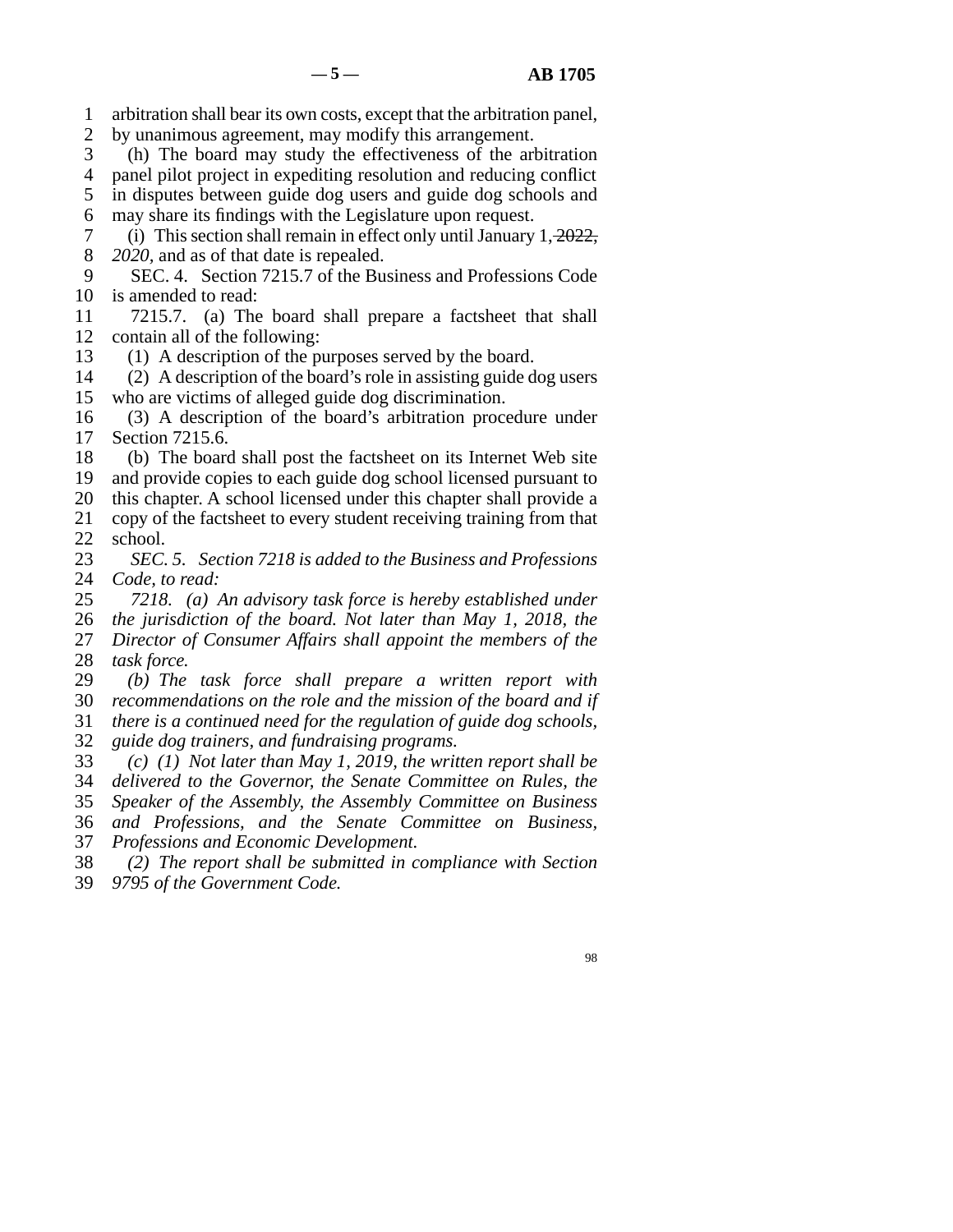arbitration shall bear its own costs, except that the arbitration panel, by unanimous agreement, may modify this arrangement.

(h) The board may study the effectiveness of the arbitration panel pilot project in expediting resolution and reducing conflict in disputes between guide dog users and guide dog schools and may share its findings with the Legislature upon request.

(i) This section shall remain in effect only until January 1, ~~2022,~~ *2020*, and as of that date is repealed.

SEC. 4. Section 7215.7 of the Business and Professions Code is amended to read:

7215.7. (a) The board shall prepare a factsheet that shall contain all of the following:

(1) A description of the purposes served by the board.

(2) A description of the board's role in assisting guide dog users who are victims of alleged guide dog discrimination.

(3) A description of the board's arbitration procedure under Section 7215.6.

(b) The board shall post the factsheet on its Internet Web site and provide copies to each guide dog school licensed pursuant to this chapter. A school licensed under this chapter shall provide a copy of the factsheet to every student receiving training from that school.

*SEC. 5. Section 7218 is added to the Business and Professions Code, to read:*

*7218. (a) An advisory task force is hereby established under the jurisdiction of the board. Not later than May 1, 2018, the Director of Consumer Affairs shall appoint the members of the task force.*

*(b) The task force shall prepare a written report with recommendations on the role and the mission of the board and if there is a continued need for the regulation of guide dog schools, guide dog trainers, and fundraising programs.*

*(c) (1) Not later than May 1, 2019, the written report shall be delivered to the Governor, the Senate Committee on Rules, the Speaker of the Assembly, the Assembly Committee on Business and Professions, and the Senate Committee on Business, Professions and Economic Development.*

*(2) The report shall be submitted in compliance with Section 9795 of the Government Code.*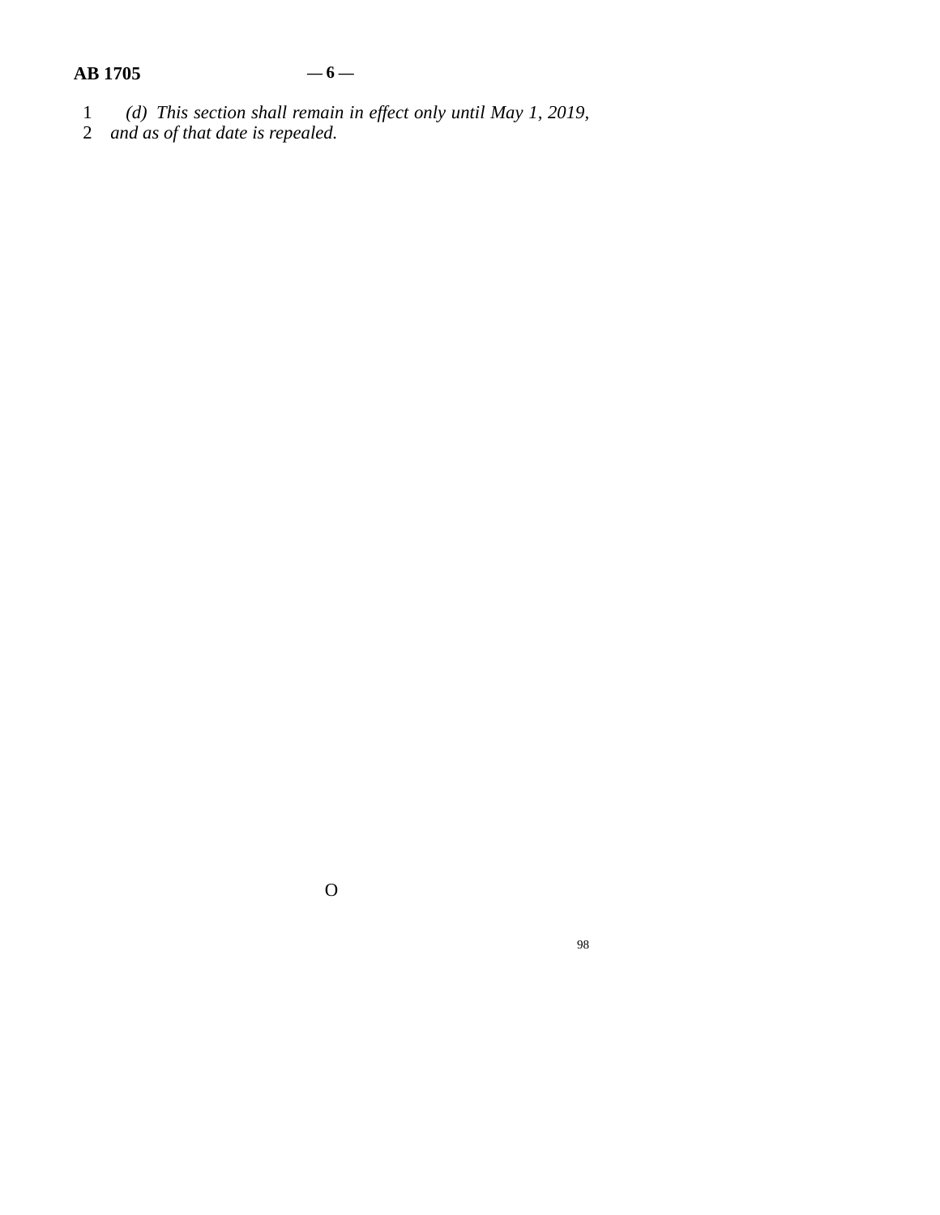*(d) This section shall remain in effect only until May 1, 2019, and as of that date is repealed.*

O